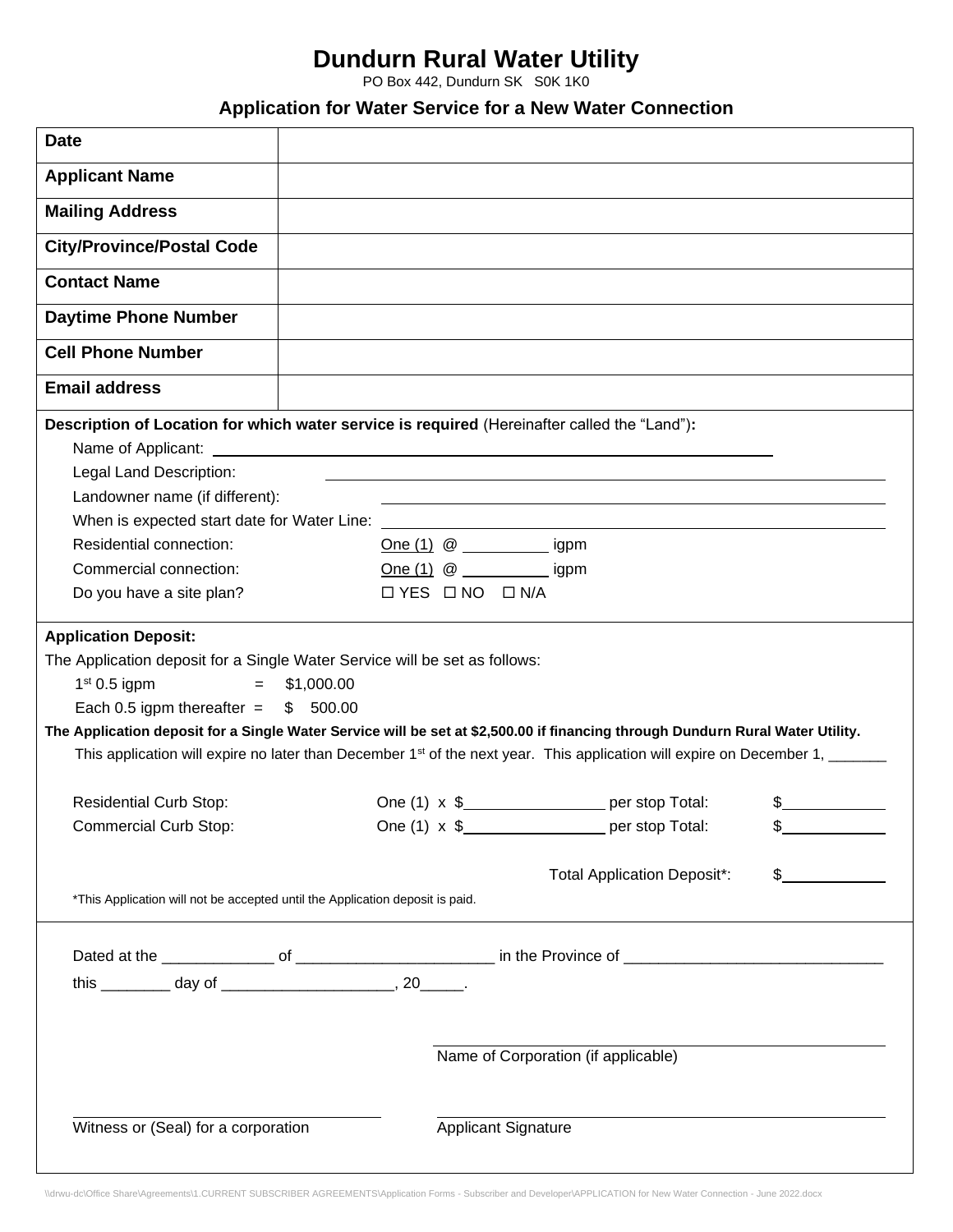# Dundurn Rural Water Utility

PO Box 442, Dundurn SK S0K 1K0

## Application for Water Service for a New Water Connection

| **Date** | |
|---|---|
| **Applicant Name** | |
| **Mailing Address** | |
| **City/Province/Postal Code** | |
| **Contact Name** | |
| **Daytime Phone Number** | |
| **Cell Phone Number** | |
| **Email address** | |

**Description of Location for which water service is required** (Hereinafter called the "Land")**:**

Name of Applicant: ______________________________

Legal Land Description: ______________________________

Landowner name (if different): ______________________________

When is expected start date for Water Line: ______________________________

Residential connection: One (1) @ __________ igpm

Commercial connection: One (1) @ __________ igpm

Do you have a site plan? ☐ YES ☐ NO ☐ N/A

**Application Deposit:**

The Application deposit for a Single Water Service will be set as follows:

1st 0.5 igpm = $1,000.00

Each 0.5 igpm thereafter = $ 500.00

**The Application deposit for a Single Water Service will be set at $2,500.00 if financing through Dundurn Rural Water Utility.**

This application will expire no later than December 1st of the next year. This application will expire on December 1, _______

Residential Curb Stop: One (1) x $________________ per stop Total: $____________

Commercial Curb Stop: One (1) x $________________ per stop Total: $____________

Total Application Deposit*: $____________

*This Application will not be accepted until the Application deposit is paid.

Dated at the _____________ of _______________________ in the Province of ______________________________

this ________ day of ____________________, 20_____.

______________________________
Name of Corporation (if applicable)

______________________________
Witness or (Seal) for a corporation

______________________________
Applicant Signature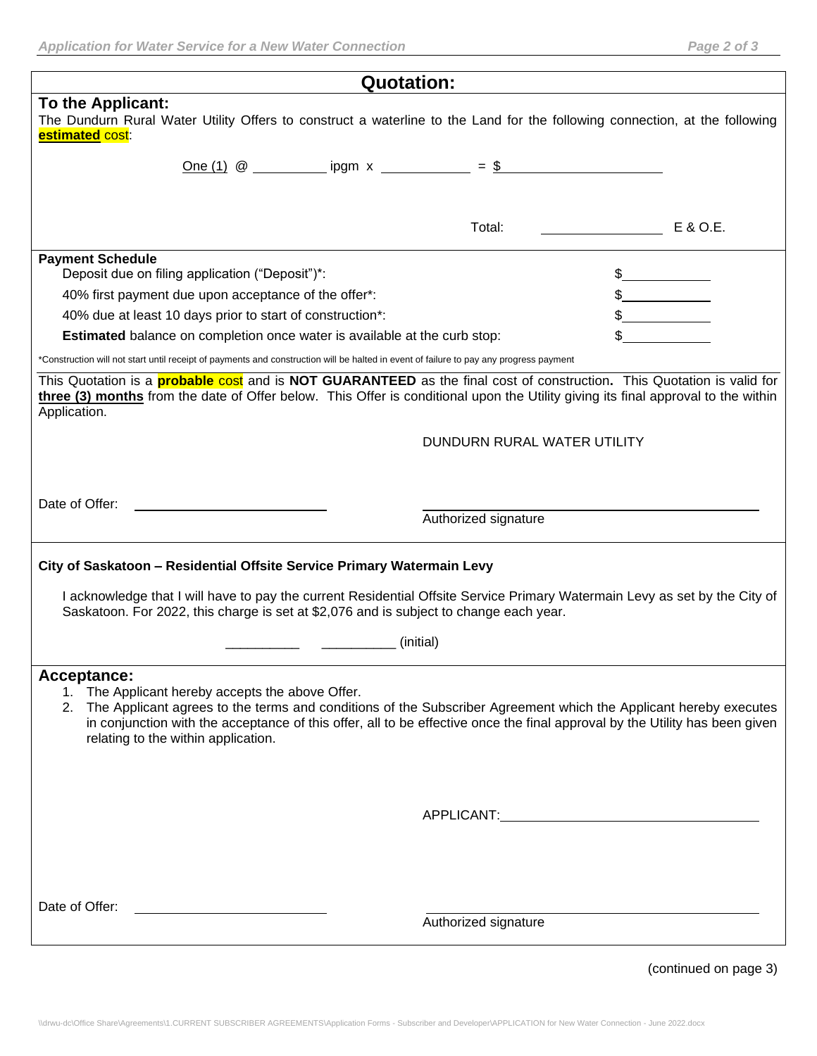## Quotation:

### To the Applicant:

The Dundurn Rural Water Utility Offers to construct a waterline to the Land for the following connection, at the following **estimated** cost:

One (1) @ __________ ipgm x ____________ = $ ______________________

Total: ________________ E & O.E.

**Payment Schedule**

| | |
|---|---|
| Deposit due on filing application ("Deposit")*: | $____________ |
| 40% first payment due upon acceptance of the offer*: | $____________ |
| 40% due at least 10 days prior to start of construction*: | $____________ |
| **Estimated** balance on completion once water is available at the curb stop: | $____________ |

*Construction will not start until receipt of payments and construction will be halted in event of failure to pay any progress payment

This Quotation is a **probable** cost and is **NOT GUARANTEED** as the final cost of construction**.** This Quotation is valid for **three (3) months** from the date of Offer below. This Offer is conditional upon the Utility giving its final approval to the within Application.

DUNDURN RURAL WATER UTILITY

Date of Offer: ________________________

________________________________________
Authorized signature

**City of Saskatoon – Residential Offsite Service Primary Watermain Levy**

I acknowledge that I will have to pay the current Residential Offsite Service Primary Watermain Levy as set by the City of Saskatoon. For 2022, this charge is set at $2,076 and is subject to change each year.

__________ __________ (initial)

### Acceptance:

1. The Applicant hereby accepts the above Offer.
2. The Applicant agrees to the terms and conditions of the Subscriber Agreement which the Applicant hereby executes in conjunction with the acceptance of this offer, all to be effective once the final approval by the Utility has been given relating to the within application.

APPLICANT: ________________________________

Date of Offer: ________________________

________________________________________
Authorized signature

(continued on page 3)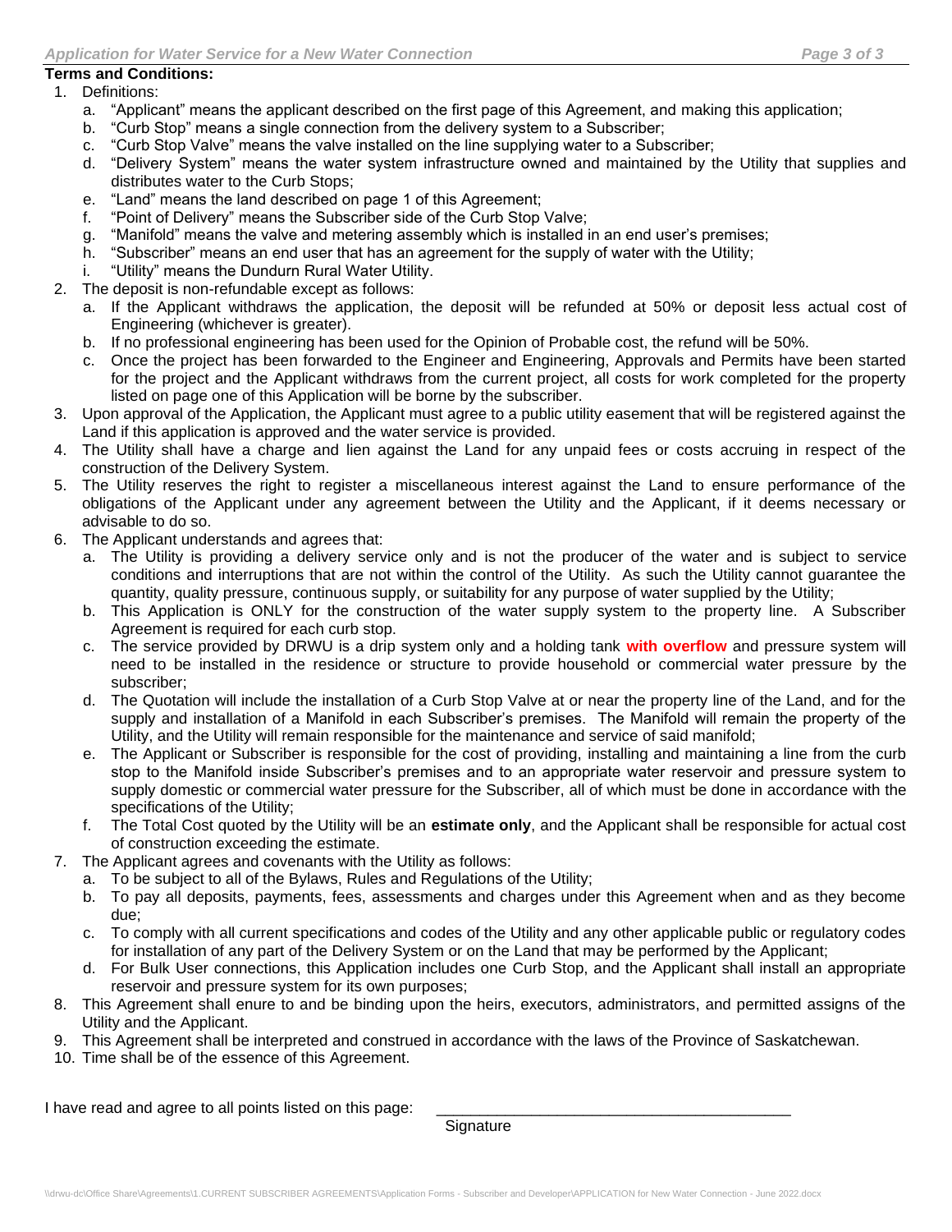**Terms and Conditions:**

1. Definitions:
   a. "Applicant" means the applicant described on the first page of this Agreement, and making this application;
   b. "Curb Stop" means a single connection from the delivery system to a Subscriber;
   c. "Curb Stop Valve" means the valve installed on the line supplying water to a Subscriber;
   d. "Delivery System" means the water system infrastructure owned and maintained by the Utility that supplies and distributes water to the Curb Stops;
   e. "Land" means the land described on page 1 of this Agreement;
   f. "Point of Delivery" means the Subscriber side of the Curb Stop Valve;
   g. "Manifold" means the valve and metering assembly which is installed in an end user's premises;
   h. "Subscriber" means an end user that has an agreement for the supply of water with the Utility;
   i. "Utility" means the Dundurn Rural Water Utility.
2. The deposit is non-refundable except as follows:
   a. If the Applicant withdraws the application, the deposit will be refunded at 50% or deposit less actual cost of Engineering (whichever is greater).
   b. If no professional engineering has been used for the Opinion of Probable cost, the refund will be 50%.
   c. Once the project has been forwarded to the Engineer and Engineering, Approvals and Permits have been started for the project and the Applicant withdraws from the current project, all costs for work completed for the property listed on page one of this Application will be borne by the subscriber.
3. Upon approval of the Application, the Applicant must agree to a public utility easement that will be registered against the Land if this application is approved and the water service is provided.
4. The Utility shall have a charge and lien against the Land for any unpaid fees or costs accruing in respect of the construction of the Delivery System.
5. The Utility reserves the right to register a miscellaneous interest against the Land to ensure performance of the obligations of the Applicant under any agreement between the Utility and the Applicant, if it deems necessary or advisable to do so.
6. The Applicant understands and agrees that:
   a. The Utility is providing a delivery service only and is not the producer of the water and is subject to service conditions and interruptions that are not within the control of the Utility. As such the Utility cannot guarantee the quantity, quality pressure, continuous supply, or suitability for any purpose of water supplied by the Utility;
   b. This Application is ONLY for the construction of the water supply system to the property line. A Subscriber Agreement is required for each curb stop.
   c. The service provided by DRWU is a drip system only and a holding tank **with overflow** and pressure system will need to be installed in the residence or structure to provide household or commercial water pressure by the subscriber;
   d. The Quotation will include the installation of a Curb Stop Valve at or near the property line of the Land, and for the supply and installation of a Manifold in each Subscriber's premises. The Manifold will remain the property of the Utility, and the Utility will remain responsible for the maintenance and service of said manifold;
   e. The Applicant or Subscriber is responsible for the cost of providing, installing and maintaining a line from the curb stop to the Manifold inside Subscriber's premises and to an appropriate water reservoir and pressure system to supply domestic or commercial water pressure for the Subscriber, all of which must be done in accordance with the specifications of the Utility;
   f. The Total Cost quoted by the Utility will be an **estimate only**, and the Applicant shall be responsible for actual cost of construction exceeding the estimate.
7. The Applicant agrees and covenants with the Utility as follows:
   a. To be subject to all of the Bylaws, Rules and Regulations of the Utility;
   b. To pay all deposits, payments, fees, assessments and charges under this Agreement when and as they become due;
   c. To comply with all current specifications and codes of the Utility and any other applicable public or regulatory codes for installation of any part of the Delivery System or on the Land that may be performed by the Applicant;
   d. For Bulk User connections, this Application includes one Curb Stop, and the Applicant shall install an appropriate reservoir and pressure system for its own purposes;
8. This Agreement shall enure to and be binding upon the heirs, executors, administrators, and permitted assigns of the Utility and the Applicant.
9. This Agreement shall be interpreted and construed in accordance with the laws of the Province of Saskatchewan.
10. Time shall be of the essence of this Agreement.

I have read and agree to all points listed on this page: ________________________________________

Signature

\\drwu-dc\Office Share\Agreements\1.CURRENT SUBSCRIBER AGREEMENTS\Application Forms - Subscriber and Developer\APPLICATION for New Water Connection - June 2022.docx